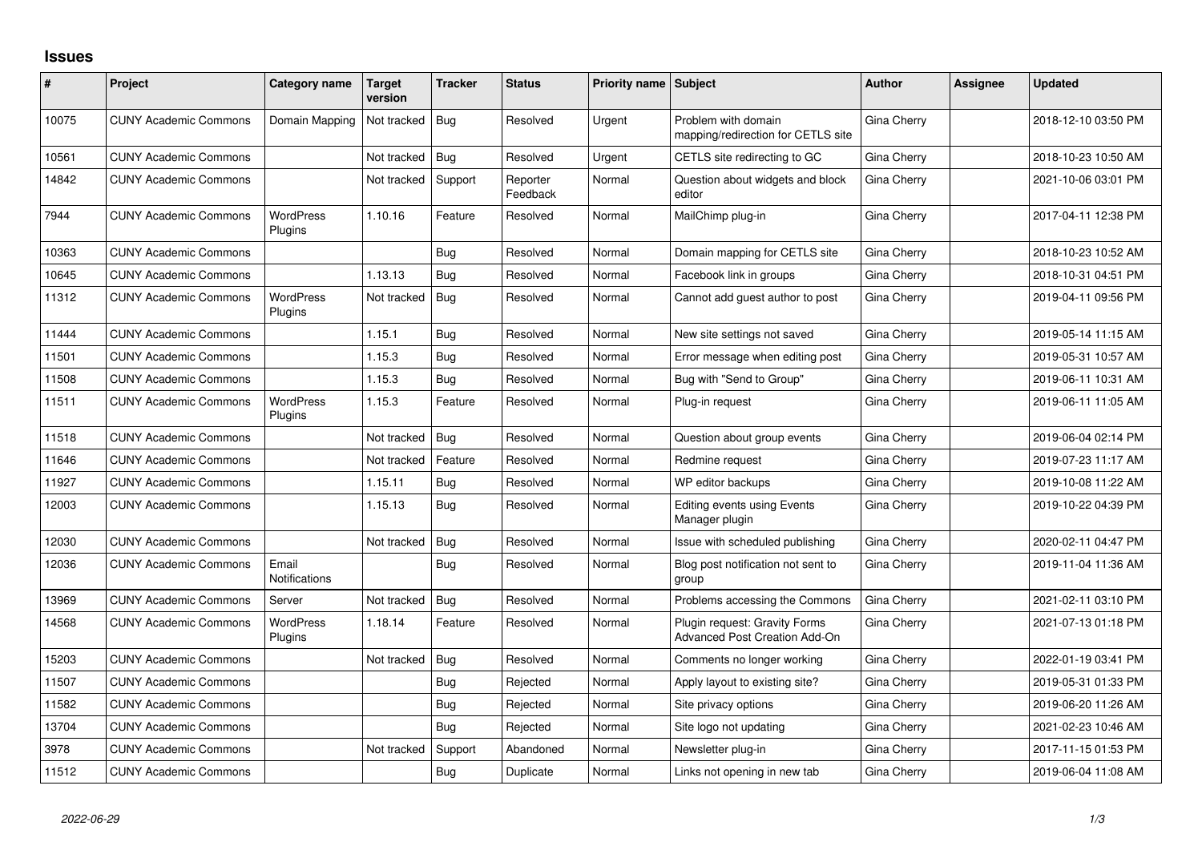# Issues

| # | Project | Category name | Target version | Tracker | Status | Priority name | Subject | Author | Assignee | Updated |
|---|---|---|---|---|---|---|---|---|---|---|
| 10075 | CUNY Academic Commons | Domain Mapping | Not tracked | Bug | Resolved | Urgent | Problem with domain mapping/redirection for CETLS site | Gina Cherry | | 2018-12-10 03:50 PM |
| 10561 | CUNY Academic Commons | | Not tracked | Bug | Resolved | Urgent | CETLS site redirecting to GC | Gina Cherry | | 2018-10-23 10:50 AM |
| 14842 | CUNY Academic Commons | | Not tracked | Support | Reporter Feedback | Normal | Question about widgets and block editor | Gina Cherry | | 2021-10-06 03:01 PM |
| 7944 | CUNY Academic Commons | WordPress Plugins | 1.10.16 | Feature | Resolved | Normal | MailChimp plug-in | Gina Cherry | | 2017-04-11 12:38 PM |
| 10363 | CUNY Academic Commons | | | Bug | Resolved | Normal | Domain mapping for CETLS site | Gina Cherry | | 2018-10-23 10:52 AM |
| 10645 | CUNY Academic Commons | | 1.13.13 | Bug | Resolved | Normal | Facebook link in groups | Gina Cherry | | 2018-10-31 04:51 PM |
| 11312 | CUNY Academic Commons | WordPress Plugins | Not tracked | Bug | Resolved | Normal | Cannot add guest author to post | Gina Cherry | | 2019-04-11 09:56 PM |
| 11444 | CUNY Academic Commons | | 1.15.1 | Bug | Resolved | Normal | New site settings not saved | Gina Cherry | | 2019-05-14 11:15 AM |
| 11501 | CUNY Academic Commons | | 1.15.3 | Bug | Resolved | Normal | Error message when editing post | Gina Cherry | | 2019-05-31 10:57 AM |
| 11508 | CUNY Academic Commons | | 1.15.3 | Bug | Resolved | Normal | Bug with "Send to Group" | Gina Cherry | | 2019-06-11 10:31 AM |
| 11511 | CUNY Academic Commons | WordPress Plugins | 1.15.3 | Feature | Resolved | Normal | Plug-in request | Gina Cherry | | 2019-06-11 11:05 AM |
| 11518 | CUNY Academic Commons | | Not tracked | Bug | Resolved | Normal | Question about group events | Gina Cherry | | 2019-06-04 02:14 PM |
| 11646 | CUNY Academic Commons | | Not tracked | Feature | Resolved | Normal | Redmine request | Gina Cherry | | 2019-07-23 11:17 AM |
| 11927 | CUNY Academic Commons | | 1.15.11 | Bug | Resolved | Normal | WP editor backups | Gina Cherry | | 2019-10-08 11:22 AM |
| 12003 | CUNY Academic Commons | | 1.15.13 | Bug | Resolved | Normal | Editing events using Events Manager plugin | Gina Cherry | | 2019-10-22 04:39 PM |
| 12030 | CUNY Academic Commons | | Not tracked | Bug | Resolved | Normal | Issue with scheduled publishing | Gina Cherry | | 2020-02-11 04:47 PM |
| 12036 | CUNY Academic Commons | Email Notifications | | Bug | Resolved | Normal | Blog post notification not sent to group | Gina Cherry | | 2019-11-04 11:36 AM |
| 13969 | CUNY Academic Commons | Server | Not tracked | Bug | Resolved | Normal | Problems accessing the Commons | Gina Cherry | | 2021-02-11 03:10 PM |
| 14568 | CUNY Academic Commons | WordPress Plugins | 1.18.14 | Feature | Resolved | Normal | Plugin request: Gravity Forms Advanced Post Creation Add-On | Gina Cherry | | 2021-07-13 01:18 PM |
| 15203 | CUNY Academic Commons | | Not tracked | Bug | Resolved | Normal | Comments no longer working | Gina Cherry | | 2022-01-19 03:41 PM |
| 11507 | CUNY Academic Commons | | | Bug | Rejected | Normal | Apply layout to existing site? | Gina Cherry | | 2019-05-31 01:33 PM |
| 11582 | CUNY Academic Commons | | | Bug | Rejected | Normal | Site privacy options | Gina Cherry | | 2019-06-20 11:26 AM |
| 13704 | CUNY Academic Commons | | | Bug | Rejected | Normal | Site logo not updating | Gina Cherry | | 2021-02-23 10:46 AM |
| 3978 | CUNY Academic Commons | | Not tracked | Support | Abandoned | Normal | Newsletter plug-in | Gina Cherry | | 2017-11-15 01:53 PM |
| 11512 | CUNY Academic Commons | | | Bug | Duplicate | Normal | Links not opening in new tab | Gina Cherry | | 2019-06-04 11:08 AM |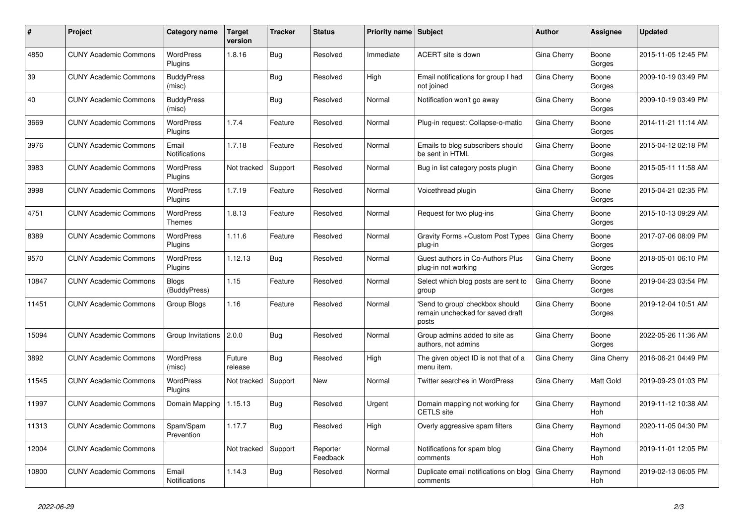| # | Project | Category name | Target version | Tracker | Status | Priority name | Subject | Author | Assignee | Updated |
|---|---|---|---|---|---|---|---|---|---|---|
| 4850 | CUNY Academic Commons | WordPress Plugins | 1.8.16 | Bug | Resolved | Immediate | ACERT site is down | Gina Cherry | Boone Gorges | 2015-11-05 12:45 PM |
| 39 | CUNY Academic Commons | BuddyPress (misc) | | Bug | Resolved | High | Email notifications for group I had not joined | Gina Cherry | Boone Gorges | 2009-10-19 03:49 PM |
| 40 | CUNY Academic Commons | BuddyPress (misc) | | Bug | Resolved | Normal | Notification won't go away | Gina Cherry | Boone Gorges | 2009-10-19 03:49 PM |
| 3669 | CUNY Academic Commons | WordPress Plugins | 1.7.4 | Feature | Resolved | Normal | Plug-in request: Collapse-o-matic | Gina Cherry | Boone Gorges | 2014-11-21 11:14 AM |
| 3976 | CUNY Academic Commons | Email Notifications | 1.7.18 | Feature | Resolved | Normal | Emails to blog subscribers should be sent in HTML | Gina Cherry | Boone Gorges | 2015-04-12 02:18 PM |
| 3983 | CUNY Academic Commons | WordPress Plugins | Not tracked | Support | Resolved | Normal | Bug in list category posts plugin | Gina Cherry | Boone Gorges | 2015-05-11 11:58 AM |
| 3998 | CUNY Academic Commons | WordPress Plugins | 1.7.19 | Feature | Resolved | Normal | Voicethread plugin | Gina Cherry | Boone Gorges | 2015-04-21 02:35 PM |
| 4751 | CUNY Academic Commons | WordPress Themes | 1.8.13 | Feature | Resolved | Normal | Request for two plug-ins | Gina Cherry | Boone Gorges | 2015-10-13 09:29 AM |
| 8389 | CUNY Academic Commons | WordPress Plugins | 1.11.6 | Feature | Resolved | Normal | Gravity Forms +Custom Post Types plug-in | Gina Cherry | Boone Gorges | 2017-07-06 08:09 PM |
| 9570 | CUNY Academic Commons | WordPress Plugins | 1.12.13 | Bug | Resolved | Normal | Guest authors in Co-Authors Plus plug-in not working | Gina Cherry | Boone Gorges | 2018-05-01 06:10 PM |
| 10847 | CUNY Academic Commons | Blogs (BuddyPress) | 1.15 | Feature | Resolved | Normal | Select which blog posts are sent to group | Gina Cherry | Boone Gorges | 2019-04-23 03:54 PM |
| 11451 | CUNY Academic Commons | Group Blogs | 1.16 | Feature | Resolved | Normal | 'Send to group' checkbox should remain unchecked for saved draft posts | Gina Cherry | Boone Gorges | 2019-12-04 10:51 AM |
| 15094 | CUNY Academic Commons | Group Invitations | 2.0.0 | Bug | Resolved | Normal | Group admins added to site as authors, not admins | Gina Cherry | Boone Gorges | 2022-05-26 11:36 AM |
| 3892 | CUNY Academic Commons | WordPress (misc) | Future release | Bug | Resolved | High | The given object ID is not that of a menu item. | Gina Cherry | Gina Cherry | 2016-06-21 04:49 PM |
| 11545 | CUNY Academic Commons | WordPress Plugins | Not tracked | Support | New | Normal | Twitter searches in WordPress | Gina Cherry | Matt Gold | 2019-09-23 01:03 PM |
| 11997 | CUNY Academic Commons | Domain Mapping | 1.15.13 | Bug | Resolved | Urgent | Domain mapping not working for CETLS site | Gina Cherry | Raymond Hoh | 2019-11-12 10:38 AM |
| 11313 | CUNY Academic Commons | Spam/Spam Prevention | 1.17.7 | Bug | Resolved | High | Overly aggressive spam filters | Gina Cherry | Raymond Hoh | 2020-11-05 04:30 PM |
| 12004 | CUNY Academic Commons | | Not tracked | Support | Reporter Feedback | Normal | Notifications for spam blog comments | Gina Cherry | Raymond Hoh | 2019-11-01 12:05 PM |
| 10800 | CUNY Academic Commons | Email Notifications | 1.14.3 | Bug | Resolved | Normal | Duplicate email notifications on blog comments | Gina Cherry | Raymond Hoh | 2019-02-13 06:05 PM |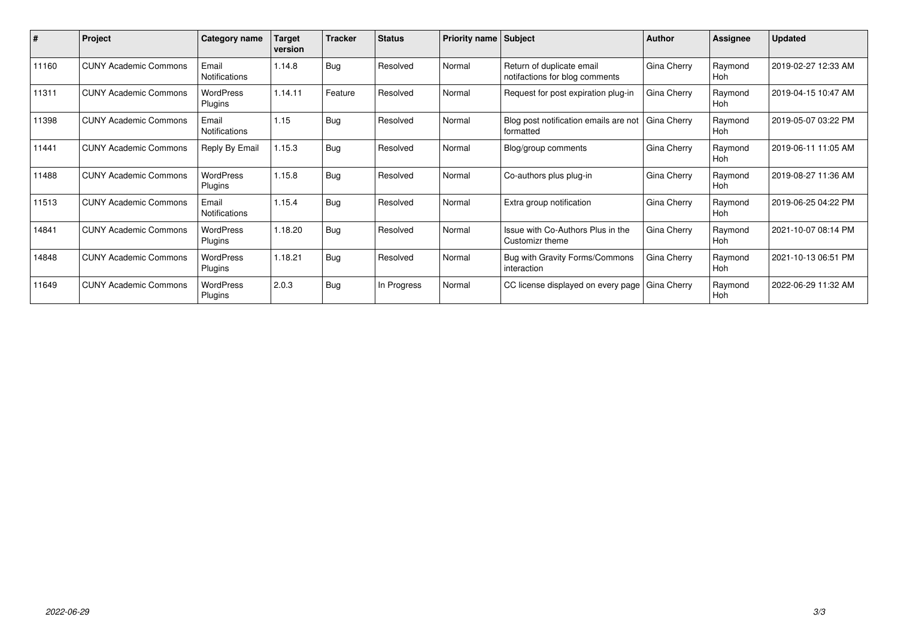| # | Project | Category name | Target version | Tracker | Status | Priority name | Subject | Author | Assignee | Updated |
|---|---|---|---|---|---|---|---|---|---|---|
| 11160 | CUNY Academic Commons | Email Notifications | 1.14.8 | Bug | Resolved | Normal | Return of duplicate email notifactions for blog comments | Gina Cherry | Raymond Hoh | 2019-02-27 12:33 AM |
| 11311 | CUNY Academic Commons | WordPress Plugins | 1.14.11 | Feature | Resolved | Normal | Request for post expiration plug-in | Gina Cherry | Raymond Hoh | 2019-04-15 10:47 AM |
| 11398 | CUNY Academic Commons | Email Notifications | 1.15 | Bug | Resolved | Normal | Blog post notification emails are not formatted | Gina Cherry | Raymond Hoh | 2019-05-07 03:22 PM |
| 11441 | CUNY Academic Commons | Reply By Email | 1.15.3 | Bug | Resolved | Normal | Blog/group comments | Gina Cherry | Raymond Hoh | 2019-06-11 11:05 AM |
| 11488 | CUNY Academic Commons | WordPress Plugins | 1.15.8 | Bug | Resolved | Normal | Co-authors plus plug-in | Gina Cherry | Raymond Hoh | 2019-08-27 11:36 AM |
| 11513 | CUNY Academic Commons | Email Notifications | 1.15.4 | Bug | Resolved | Normal | Extra group notification | Gina Cherry | Raymond Hoh | 2019-06-25 04:22 PM |
| 14841 | CUNY Academic Commons | WordPress Plugins | 1.18.20 | Bug | Resolved | Normal | Issue with Co-Authors Plus in the Customizr theme | Gina Cherry | Raymond Hoh | 2021-10-07 08:14 PM |
| 14848 | CUNY Academic Commons | WordPress Plugins | 1.18.21 | Bug | Resolved | Normal | Bug with Gravity Forms/Commons interaction | Gina Cherry | Raymond Hoh | 2021-10-13 06:51 PM |
| 11649 | CUNY Academic Commons | WordPress Plugins | 2.0.3 | Bug | In Progress | Normal | CC license displayed on every page | Gina Cherry | Raymond Hoh | 2022-06-29 11:32 AM |